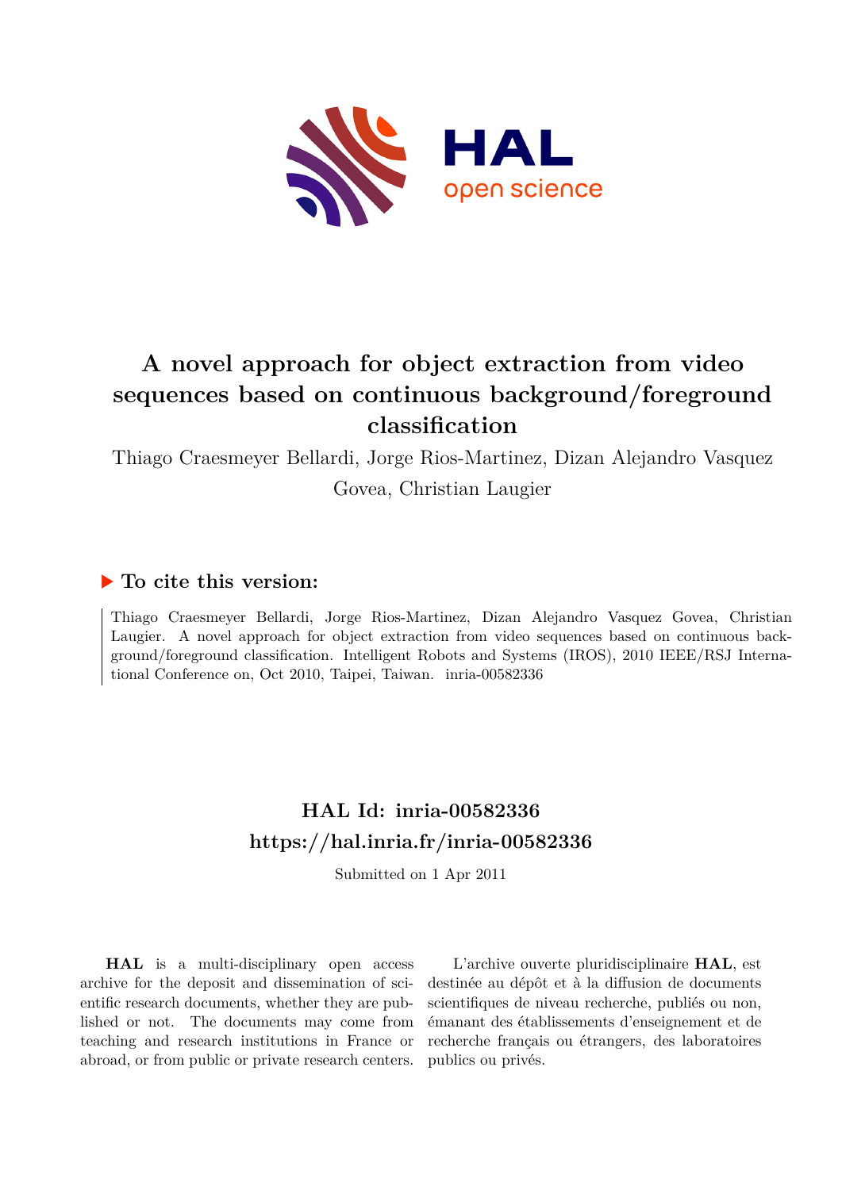# A novel approach for object extraction from video sequences based on continuous background/foreground classification

Thiago Craesmeyer Bellardi, Jorge Rios-Martinez, Dizan Alejandro Vasquez Govea, Christian Laugier

## ▶ To cite this version:

Thiago Craesmeyer Bellardi, Jorge Rios-Martinez, Dizan Alejandro Vasquez Govea, Christian Laugier. A novel approach for object extraction from video sequences based on continuous background/foreground classification. Intelligent Robots and Systems (IROS), 2010 IEEE/RSJ International Conference on, Oct 2010, Taipei, Taiwan. inria-00582336

## HAL Id: inria-00582336
## https://hal.inria.fr/inria-00582336

Submitted on 1 Apr 2011

**HAL** is a multi-disciplinary open access archive for the deposit and dissemination of scientific research documents, whether they are published or not. The documents may come from teaching and research institutions in France or abroad, or from public or private research centers.

L'archive ouverte pluridisciplinaire **HAL**, est destinée au dépôt et à la diffusion de documents scientifiques de niveau recherche, publiés ou non, émanant des établissements d'enseignement et de recherche français ou étrangers, des laboratoires publics ou privés.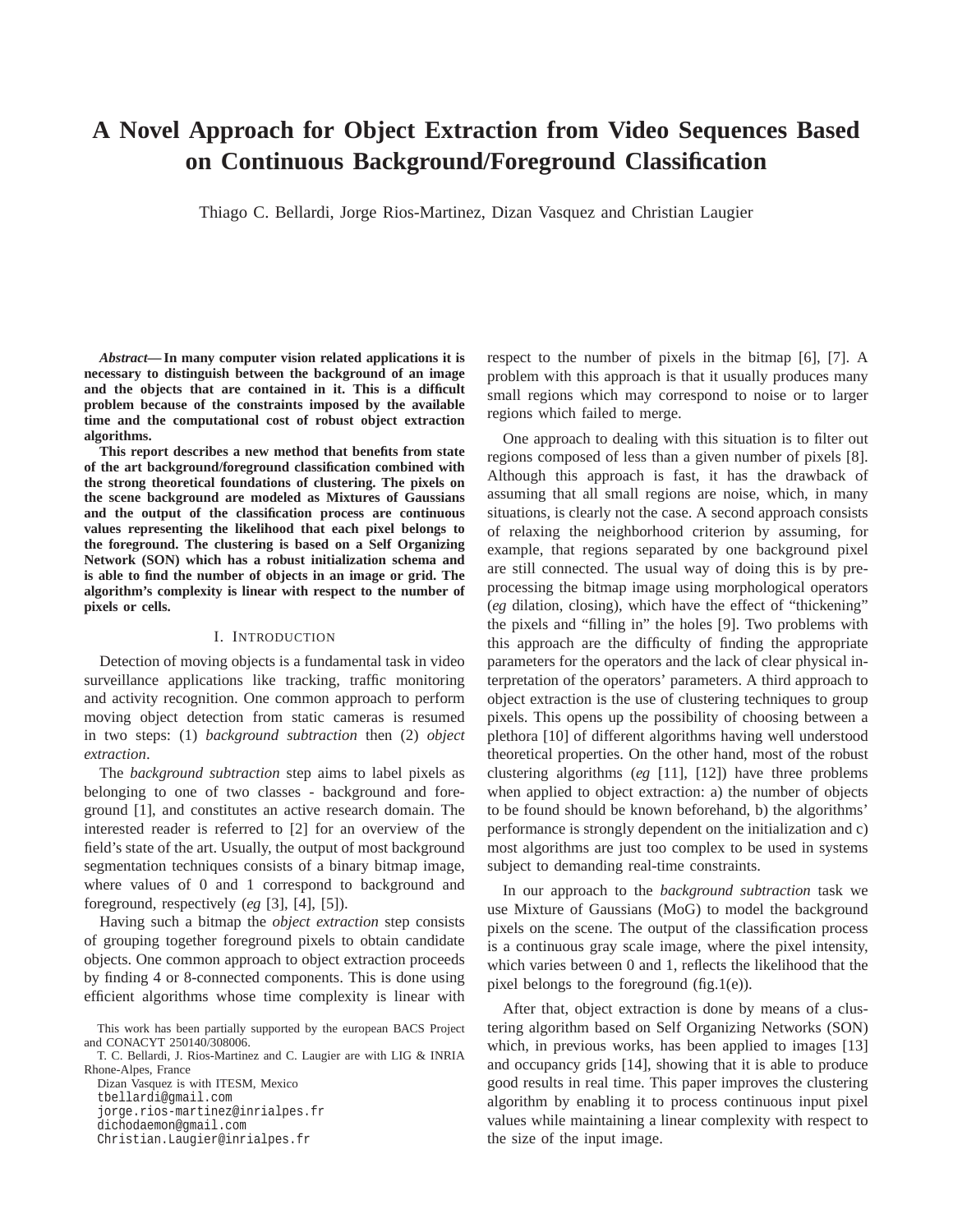# A Novel Approach for Object Extraction from Video Sequences Based on Continuous Background/Foreground Classification

Thiago C. Bellardi, Jorge Rios-Martinez, Dizan Vasquez and Christian Laugier

***Abstract*— In many computer vision related applications it is necessary to distinguish between the background of an image and the objects that are contained in it. This is a difficult problem because of the constraints imposed by the available time and the computational cost of robust object extraction algorithms.**

**This report describes a new method that benefits from state of the art background/foreground classification combined with the strong theoretical foundations of clustering. The pixels on the scene background are modeled as Mixtures of Gaussians and the output of the classification process are continuous values representing the likelihood that each pixel belongs to the foreground. The clustering is based on a Self Organizing Network (SON) which has a robust initialization schema and is able to find the number of objects in an image or grid. The algorithm's complexity is linear with respect to the number of pixels or cells.**

## I. Introduction

Detection of moving objects is a fundamental task in video surveillance applications like tracking, traffic monitoring and activity recognition. One common approach to perform moving object detection from static cameras is resumed in two steps: (1) *background subtraction* then (2) *object extraction*.

The *background subtraction* step aims to label pixels as belonging to one of two classes - background and foreground [1], and constitutes an active research domain. The interested reader is referred to [2] for an overview of the field's state of the art. Usually, the output of most background segmentation techniques consists of a binary bitmap image, where values of 0 and 1 correspond to background and foreground, respectively (*eg* [3], [4], [5]).

Having such a bitmap the *object extraction* step consists of grouping together foreground pixels to obtain candidate objects. One common approach to object extraction proceeds by finding 4 or 8-connected components. This is done using efficient algorithms whose time complexity is linear with respect to the number of pixels in the bitmap [6], [7]. A problem with this approach is that it usually produces many small regions which may correspond to noise or to larger regions which failed to merge.

One approach to dealing with this situation is to filter out regions composed of less than a given number of pixels [8]. Although this approach is fast, it has the drawback of assuming that all small regions are noise, which, in many situations, is clearly not the case. A second approach consists of relaxing the neighborhood criterion by assuming, for example, that regions separated by one background pixel are still connected. The usual way of doing this is by preprocessing the bitmap image using morphological operators (*eg* dilation, closing), which have the effect of "thickening" the pixels and "filling in" the holes [9]. Two problems with this approach are the difficulty of finding the appropriate parameters for the operators and the lack of clear physical interpretation of the operators' parameters. A third approach to object extraction is the use of clustering techniques to group pixels. This opens up the possibility of choosing between a plethora [10] of different algorithms having well understood theoretical properties. On the other hand, most of the robust clustering algorithms (*eg* [11], [12]) have three problems when applied to object extraction: a) the number of objects to be found should be known beforehand, b) the algorithms' performance is strongly dependent on the initialization and c) most algorithms are just too complex to be used in systems subject to demanding real-time constraints.

In our approach to the *background subtraction* task we use Mixture of Gaussians (MoG) to model the background pixels on the scene. The output of the classification process is a continuous gray scale image, where the pixel intensity, which varies between 0 and 1, reflects the likelihood that the pixel belongs to the foreground (fig.1(e)).

After that, object extraction is done by means of a clustering algorithm based on Self Organizing Networks (SON) which, in previous works, has been applied to images [13] and occupancy grids [14], showing that it is able to produce good results in real time. This paper improves the clustering algorithm by enabling it to process continuous input pixel values while maintaining a linear complexity with respect to the size of the input image.

This work has been partially supported by the european BACS Project and CONACYT 250140/308006.

T. C. Bellardi, J. Rios-Martinez and C. Laugier are with LIG & INRIA Rhone-Alpes, France

Dizan Vasquez is with ITESM, Mexico

tbellardi@gmail.com
jorge.rios-martinez@inrialpes.fr
dichodaemon@gmail.com
Christian.Laugier@inrialpes.fr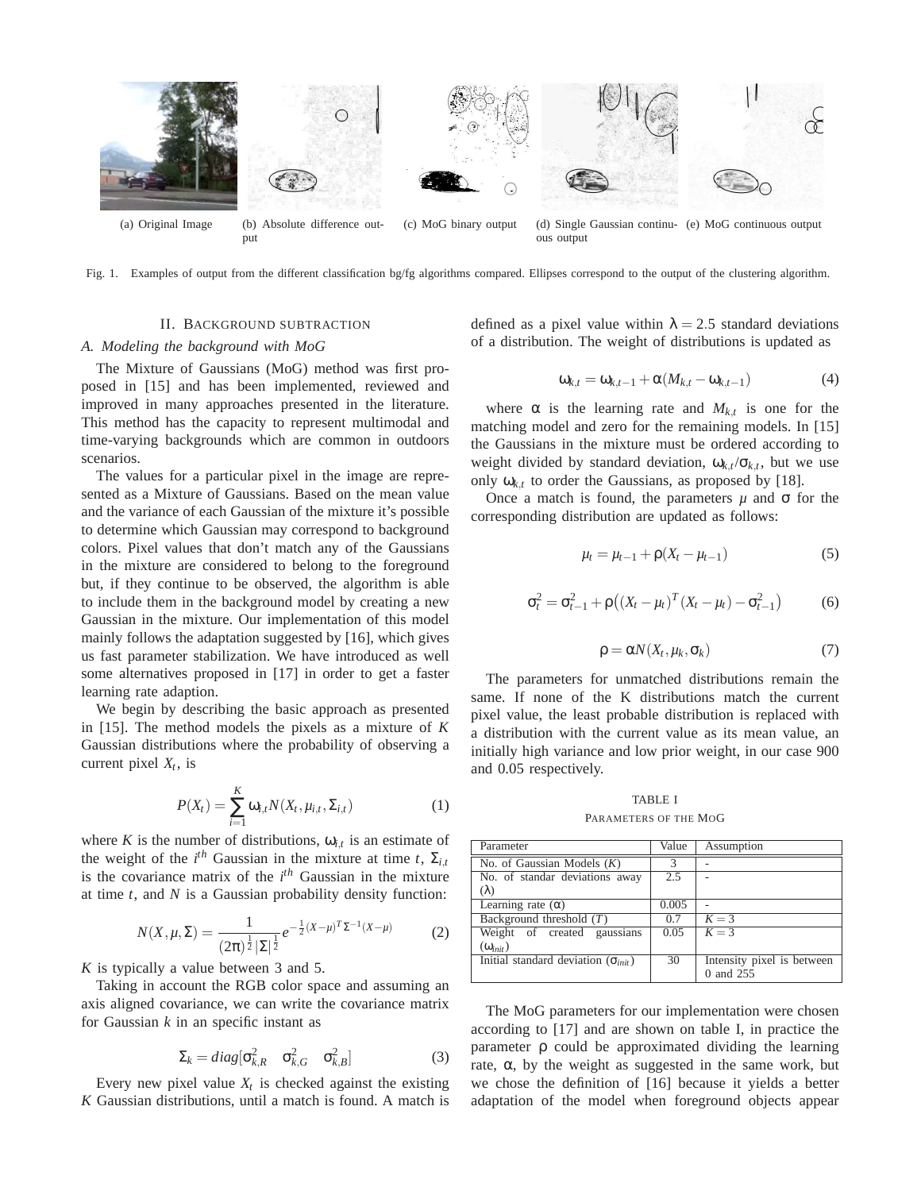(a) Original Image (b) Absolute difference output (c) MoG binary output (d) Single Gaussian continuous output (e) MoG continuous output

Fig. 1. Examples of output from the different classification bg/fg algorithms compared. Ellipses correspond to the output of the clustering algorithm.

## II. Background subtraction

### A. Modeling the background with MoG

The Mixture of Gaussians (MoG) method was first proposed in [15] and has been implemented, reviewed and improved in many approaches presented in the literature. This method has the capacity to represent multimodal and time-varying backgrounds which are common in outdoors scenarios.

The values for a particular pixel in the image are represented as a Mixture of Gaussians. Based on the mean value and the variance of each Gaussian of the mixture it's possible to determine which Gaussian may correspond to background colors. Pixel values that don't match any of the Gaussians in the mixture are considered to belong to the foreground but, if they continue to be observed, the algorithm is able to include them in the background model by creating a new Gaussian in the mixture. Our implementation of this model mainly follows the adaptation suggested by [16], which gives us fast parameter stabilization. We have introduced as well some alternatives proposed in [17] in order to get a faster learning rate adaption.

We begin by describing the basic approach as presented in [15]. The method models the pixels as a mixture of $K$ Gaussian distributions where the probability of observing a current pixel $X_t$, is

$$P(X_t) = \sum_{i=1}^{K} \omega_{i,t} N(X_t, \mu_{i,t}, \Sigma_{i,t}) \tag{1}$$

where $K$ is the number of distributions, $\omega_{i,t}$ is an estimate of the weight of the $i^{th}$ Gaussian in the mixture at time $t$, $\Sigma_{i,t}$ is the covariance matrix of the $i^{th}$ Gaussian in the mixture at time $t$, and $N$ is a Gaussian probability density function:

$$N(X, \mu, \Sigma) = \frac{1}{(2\pi)^{\frac{1}{2}} |\Sigma|^{\frac{1}{2}}} e^{-\frac{1}{2}(X-\mu)^T \Sigma^{-1} (X-\mu)} \tag{2}$$

$K$ is typically a value between 3 and 5.

Taking in account the RGB color space and assuming an axis aligned covariance, we can write the covariance matrix for Gaussian $k$ in an specific instant as

$$\Sigma_k = diag[\sigma_{k,R}^2 \quad \sigma_{k,G}^2 \quad \sigma_{k,B}^2] \tag{3}$$

Every new pixel value $X_t$ is checked against the existing $K$ Gaussian distributions, until a match is found. A match is defined as a pixel value within $\lambda = 2.5$ standard deviations of a distribution. The weight of distributions is updated as

$$\omega_{k,t} = \omega_{k,t-1} + \alpha(M_{k,t} - \omega_{k,t-1}) \tag{4}$$

where $\alpha$ is the learning rate and $M_{k,t}$ is one for the matching model and zero for the remaining models. In [15] the Gaussians in the mixture must be ordered according to weight divided by standard deviation, $\omega_{k,t}/\sigma_{k,t}$, but we use only $\omega_{k,t}$ to order the Gaussians, as proposed by [18].

Once a match is found, the parameters $\mu$ and $\sigma$ for the corresponding distribution are updated as follows:

$$\mu_t = \mu_{t-1} + \rho(X_t - \mu_{t-1}) \tag{5}$$

$$\sigma_t^2 = \sigma_{t-1}^2 + \rho\left((X_t - \mu_t)^T (X_t - \mu_t) - \sigma_{t-1}^2\right) \tag{6}$$

$$\rho = \alpha N(X_t, \mu_k, \sigma_k) \tag{7}$$

The parameters for unmatched distributions remain the same. If none of the K distributions match the current pixel value, the least probable distribution is replaced with a distribution with the current value as its mean value, an initially high variance and low prior weight, in our case 900 and 0.05 respectively.

TABLE I
Parameters of the MoG

| Parameter | Value | Assumption |
|---|---|---|
| No. of Gaussian Models ($K$) | 3 | - |
| No. of standar deviations away ($\lambda$) | 2.5 | - |
| Learning rate ($\alpha$) | 0.005 | - |
| Background threshold ($T$) | 0.7 | $K = 3$ |
| Weight of created gaussians ($\omega_{init}$) | 0.05 | $K = 3$ |
| Initial standard deviation ($\sigma_{init}$) | 30 | Intensity pixel is between 0 and 255 |

The MoG parameters for our implementation were chosen according to [17] and are shown on table I, in practice the parameter $\rho$ could be approximated dividing the learning rate, $\alpha$, by the weight as suggested in the same work, but we chose the definition of [16] because it yields a better adaptation of the model when foreground objects appear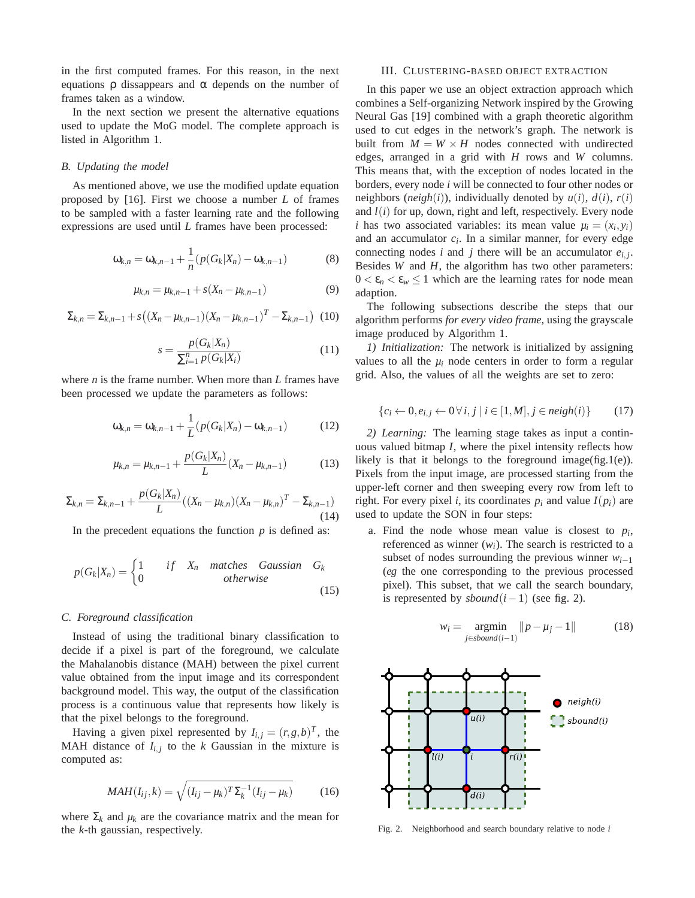in the first computed frames. For this reason, in the next equations ρ dissappears and α depends on the number of frames taken as a window.

In the next section we present the alternative equations used to update the MoG model. The complete approach is listed in Algorithm 1.

### B. Updating the model

As mentioned above, we use the modified update equation proposed by [16]. First we choose a number $L$ of frames to be sampled with a faster learning rate and the following expressions are used until $L$ frames have been processed:

$$\omega_{k,n} = \omega_{k,n-1} + \frac{1}{n}(p(G_k|X_n) - \omega_{k,n-1}) \tag{8}$$

$$\mu_{k,n} = \mu_{k,n-1} + s(X_n - \mu_{k,n-1}) \tag{9}$$

$$\Sigma_{k,n} = \Sigma_{k,n-1} + s\left((X_n - \mu_{k,n-1})(X_n - \mu_{k,n-1})^T - \Sigma_{k,n-1}\right) \tag{10}$$

$$s = \frac{p(G_k|X_n)}{\sum_{i=1}^{n} p(G_k|X_i)} \tag{11}$$

where $n$ is the frame number. When more than $L$ frames have been processed we update the parameters as follows:

$$\omega_{k,n} = \omega_{k,n-1} + \frac{1}{L}(p(G_k|X_n) - \omega_{k,n-1}) \tag{12}$$

$$\mu_{k,n} = \mu_{k,n-1} + \frac{p(G_k|X_n)}{L}(X_n - \mu_{k,n-1}) \tag{13}$$

$$\Sigma_{k,n} = \Sigma_{k,n-1} + \frac{p(G_k|X_n)}{L}((X_n - \mu_{k,n})(X_n - \mu_{k,n})^T - \Sigma_{k,n-1}) \tag{14}$$

In the precedent equations the function $p$ is defined as:

$$p(G_k|X_n) = \begin{cases} 1 & if \quad X_n \quad matches \quad Gaussian \quad G_k \\ 0 & otherwise \end{cases} \tag{15}$$

### C. Foreground classification

Instead of using the traditional binary classification to decide if a pixel is part of the foreground, we calculate the Mahalanobis distance (MAH) between the pixel current value obtained from the input image and its correspondent background model. This way, the output of the classification process is a continuous value that represents how likely is that the pixel belongs to the foreground.

Having a given pixel represented by $I_{i,j} = (r,g,b)^T$, the MAH distance of $I_{i,j}$ to the $k$ Gaussian in the mixture is computed as:

$$MAH(I_{ij},k) = \sqrt{(I_{ij} - \mu_k)^T \Sigma_k^{-1} (I_{ij} - \mu_k)} \tag{16}$$

where $\Sigma_k$ and $\mu_k$ are the covariance matrix and the mean for the $k$-th gaussian, respectively.

## III. Clustering-based object extraction

In this paper we use an object extraction approach which combines a Self-organizing Network inspired by the Growing Neural Gas [19] combined with a graph theoretic algorithm used to cut edges in the network's graph. The network is built from $M = W \times H$ nodes connected with undirected edges, arranged in a grid with $H$ rows and $W$ columns. This means that, with the exception of nodes located in the borders, every node $i$ will be connected to four other nodes or neighbors ($neigh(i)$), individually denoted by $u(i)$, $d(i)$, $r(i)$ and $l(i)$ for up, down, right and left, respectively. Every node $i$ has two associated variables: its mean value $\mu_i = (x_i, y_i)$ and an accumulator $c_i$. In a similar manner, for every edge connecting nodes $i$ and $j$ there will be an accumulator $e_{i,j}$. Besides $W$ and $H$, the algorithm has two other parameters: $0 < \varepsilon_n < \varepsilon_w \leq 1$ which are the learning rates for node mean adaption.

The following subsections describe the steps that our algorithm performs *for every video frame*, using the grayscale image produced by Algorithm 1.

*1) Initialization:* The network is initialized by assigning values to all the $\mu_i$ node centers in order to form a regular grid. Also, the values of all the weights are set to zero:

$$\{c_i \leftarrow 0, e_{i,j} \leftarrow 0 \,\forall\, i,j \mid i \in [1,M], j \in neigh(i)\} \tag{17}$$

*2) Learning:* The learning stage takes as input a continuous valued bitmap $I$, where the pixel intensity reflects how likely is that it belongs to the foreground image(fig.1(e)). Pixels from the input image, are processed starting from the upper-left corner and then sweeping every row from left to right. For every pixel $i$, its coordinates $p_i$ and value $I(p_i)$ are used to update the SON in four steps:

a. Find the node whose mean value is closest to $p_i$, referenced as winner ($w_i$). The search is restricted to a subset of nodes surrounding the previous winner $w_{i-1}$ (*eg* the one corresponding to the previous processed pixel). This subset, that we call the search boundary, is represented by $sbound(i-1)$ (see fig. 2).

$$w_i = \underset{j \in sbound(i-1)}{\text{argmin}} \|p - \mu_j - 1\| \tag{18}$$

Fig. 2. Neighborhood and search boundary relative to node $i$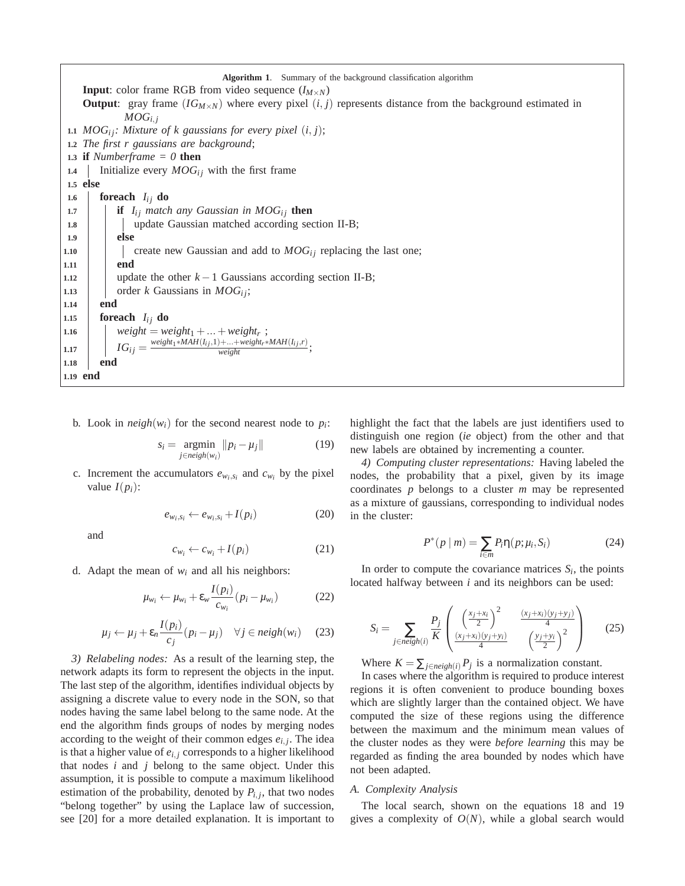**Algorithm 1.** Summary of the background classification algorithm

```
Input: color frame RGB from video sequence (I_{M×N})
Output: gray frame (IG_{M×N}) where every pixel (i, j) represents distance from the background estimated in
        MOG_{i,j}
1.1  MOG_ij: Mixture of k gaussians for every pixel (i, j);
1.2  The first r gaussians are background;
1.3  if Numberframe = 0 then
1.4  |   Initialize every MOG_ij with the first frame
1.5  else
1.6  |   foreach I_ij do
1.7  |   |   if I_ij match any Gaussian in MOG_ij then
1.8  |   |   |   update Gaussian matched according section II-B;
1.9  |   |   else
1.10 |   |   |   create new Gaussian and add to MOG_ij replacing the last one;
1.11 |   |   end
1.12 |   |   update the other k − 1 Gaussians according section II-B;
1.13 |   |   order k Gaussians in MOG_ij;
1.14 |   end
1.15 |   foreach I_ij do
1.16 |   |   weight = weight_1 + ... + weight_r ;
1.17 |   |   IG_ij = (weight_1 * MAH(I_ij, 1) + ... + weight_r * MAH(I_ij, r)) / weight;
1.18 |   end
1.19 end
```

b. Look in $neigh(w_i)$ for the second nearest node to $p_i$:

$$s_i = \underset{j \in neigh(w_i)}{\operatorname{argmin}} \|p_i - \mu_j\| \tag{19}$$

c. Increment the accumulators $e_{w_i,s_i}$ and $c_{w_i}$ by the pixel value $I(p_i)$:

$$e_{w_i,s_i} \leftarrow e_{w_i,s_i} + I(p_i) \tag{20}$$

and

$$c_{w_i} \leftarrow c_{w_i} + I(p_i) \tag{21}$$

d. Adapt the mean of $w_i$ and all his neighbors:

$$\mu_{w_i} \leftarrow \mu_{w_i} + \varepsilon_w \frac{I(p_i)}{c_{w_i}} (p_i - \mu_{w_i}) \tag{22}$$

$$\mu_j \leftarrow \mu_j + \varepsilon_n \frac{I(p_i)}{c_j} (p_i - \mu_j) \quad \forall j \in neigh(w_i) \tag{23}$$

*3) Relabeling nodes:* As a result of the learning step, the network adapts its form to represent the objects in the input. The last step of the algorithm, identifies individual objects by assigning a discrete value to every node in the SON, so that nodes having the same label belong to the same node. At the end the algorithm finds groups of nodes by merging nodes according to the weight of their common edges $e_{i,j}$. The idea is that a higher value of $e_{i,j}$ corresponds to a higher likelihood that nodes $i$ and $j$ belong to the same object. Under this assumption, it is possible to compute a maximum likelihood estimation of the probability, denoted by $P_{i,j}$, that two nodes "belong together" by using the Laplace law of succession, see [20] for a more detailed explanation. It is important to highlight the fact that the labels are just identifiers used to distinguish one region (*ie* object) from the other and that new labels are obtained by incrementing a counter.

*4) Computing cluster representations:* Having labeled the nodes, the probability that a pixel, given by its image coordinates $p$ belongs to a cluster $m$ may be represented as a mixture of gaussians, corresponding to individual nodes in the cluster:

$$P^*(p \mid m) = \sum_{i \in m} P_i \eta(p; \mu_i, S_i) \tag{24}$$

In order to compute the covariance matrices $S_i$, the points located halfway between $i$ and its neighbors can be used:

$$S_i = \sum_{j \in neigh(i)} \frac{P_j}{K} \begin{pmatrix} \left(\frac{x_j + x_i}{2}\right)^2 & \frac{(x_j+x_i)(y_j+y_j)}{4} \\ \frac{(x_j+x_i)(y_j+y_i)}{4} & \left(\frac{y_j + y_i}{2}\right)^2 \end{pmatrix} \tag{25}$$

Where $K = \sum_{j \in neigh(i)} P_j$ is a normalization constant.

In cases where the algorithm is required to produce interest regions it is often convenient to produce bounding boxes which are slightly larger than the contained object. We have computed the size of these regions using the difference between the maximum and the minimum mean values of the cluster nodes as they were *before learning* this may be regarded as finding the area bounded by nodes which have not been adapted.

### A. Complexity Analysis

The local search, shown on the equations 18 and 19 gives a complexity of $O(N)$, while a global search would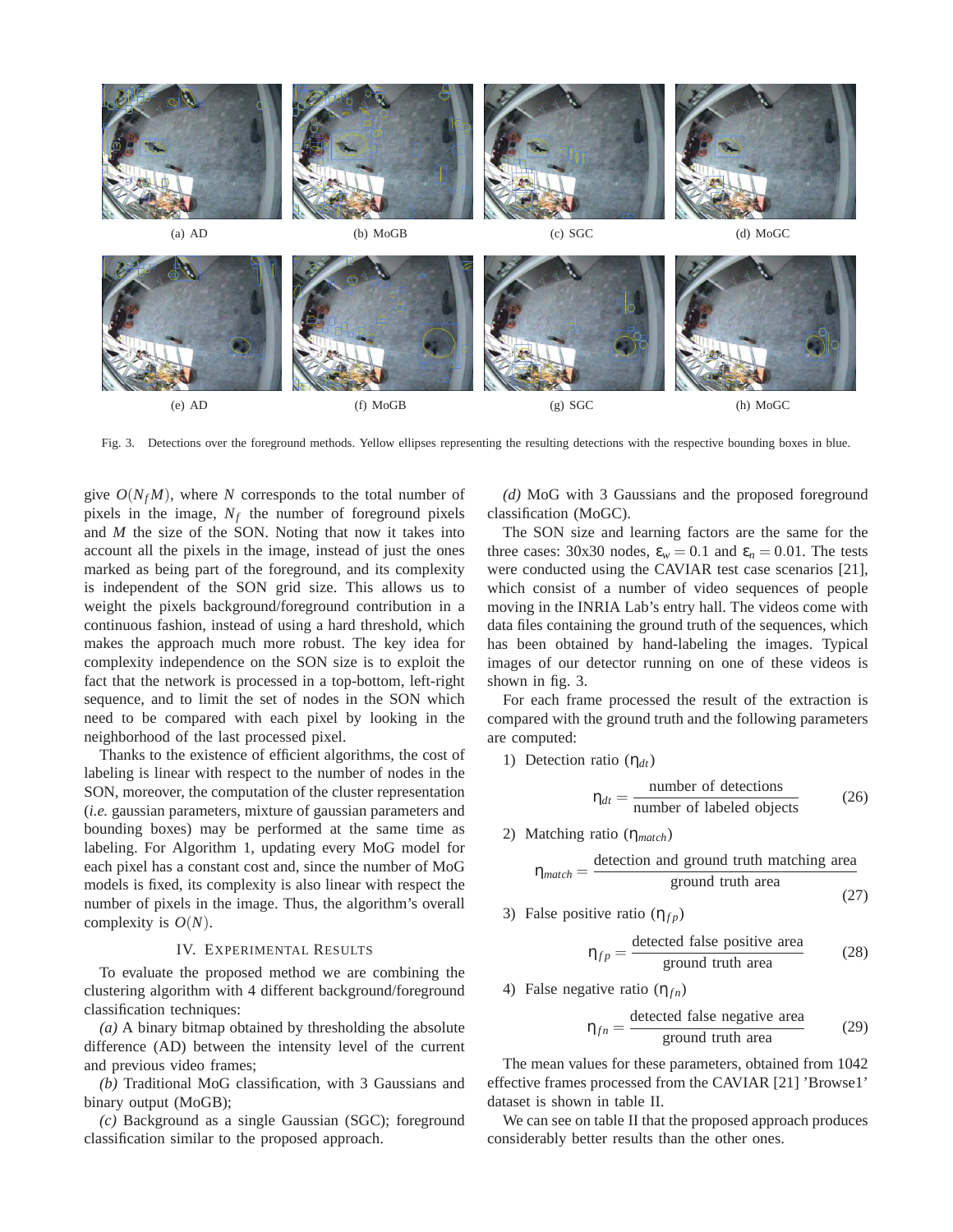(a) AD (b) MoGB (c) SGC (d) MoGC

(e) AD (f) MoGB (g) SGC (h) MoGC

Fig. 3. Detections over the foreground methods. Yellow ellipses representing the resulting detections with the respective bounding boxes in blue.

give $O(N_f M)$, where $N$ corresponds to the total number of pixels in the image, $N_f$ the number of foreground pixels and $M$ the size of the SON. Noting that now it takes into account all the pixels in the image, instead of just the ones marked as being part of the foreground, and its complexity is independent of the SON grid size. This allows us to weight the pixels background/foreground contribution in a continuous fashion, instead of using a hard threshold, which makes the approach much more robust. The key idea for complexity independence on the SON size is to exploit the fact that the network is processed in a top-bottom, left-right sequence, and to limit the set of nodes in the SON which need to be compared with each pixel by looking in the neighborhood of the last processed pixel.

Thanks to the existence of efficient algorithms, the cost of labeling is linear with respect to the number of nodes in the SON, moreover, the computation of the cluster representation (*i.e.* gaussian parameters, mixture of gaussian parameters and bounding boxes) may be performed at the same time as labeling. For Algorithm 1, updating every MoG model for each pixel has a constant cost and, since the number of MoG models is fixed, its complexity is also linear with respect the number of pixels in the image. Thus, the algorithm's overall complexity is $O(N)$.

## IV. Experimental Results

To evaluate the proposed method we are combining the clustering algorithm with 4 different background/foreground classification techniques:

*(a)* A binary bitmap obtained by thresholding the absolute difference (AD) between the intensity level of the current and previous video frames;

*(b)* Traditional MoG classification, with 3 Gaussians and binary output (MoGB);

*(c)* Background as a single Gaussian (SGC); foreground classification similar to the proposed approach.

*(d)* MoG with 3 Gaussians and the proposed foreground classification (MoGC).

The SON size and learning factors are the same for the three cases: 30x30 nodes, $\varepsilon_w = 0.1$ and $\varepsilon_n = 0.01$. The tests were conducted using the CAVIAR test case scenarios [21], which consist of a number of video sequences of people moving in the INRIA Lab's entry hall. The videos come with data files containing the ground truth of the sequences, which has been obtained by hand-labeling the images. Typical images of our detector running on one of these videos is shown in fig. 3.

For each frame processed the result of the extraction is compared with the ground truth and the following parameters are computed:

1) Detection ratio ($\eta_{dt}$)

$$\eta_{dt} = \frac{\text{number of detections}}{\text{number of labeled objects}} \tag{26}$$

2) Matching ratio ($\eta_{match}$)

$$\eta_{match} = \frac{\text{detection and ground truth matching area}}{\text{ground truth area}} \tag{27}$$

3) False positive ratio ($\eta_{fp}$)

$$\eta_{fp} = \frac{\text{detected false positive area}}{\text{ground truth area}} \tag{28}$$

4) False negative ratio ($\eta_{fn}$)

$$\eta_{fn} = \frac{\text{detected false negative area}}{\text{ground truth area}} \tag{29}$$

The mean values for these parameters, obtained from 1042 effective frames processed from the CAVIAR [21] 'Browse1' dataset is shown in table II.

We can see on table II that the proposed approach produces considerably better results than the other ones.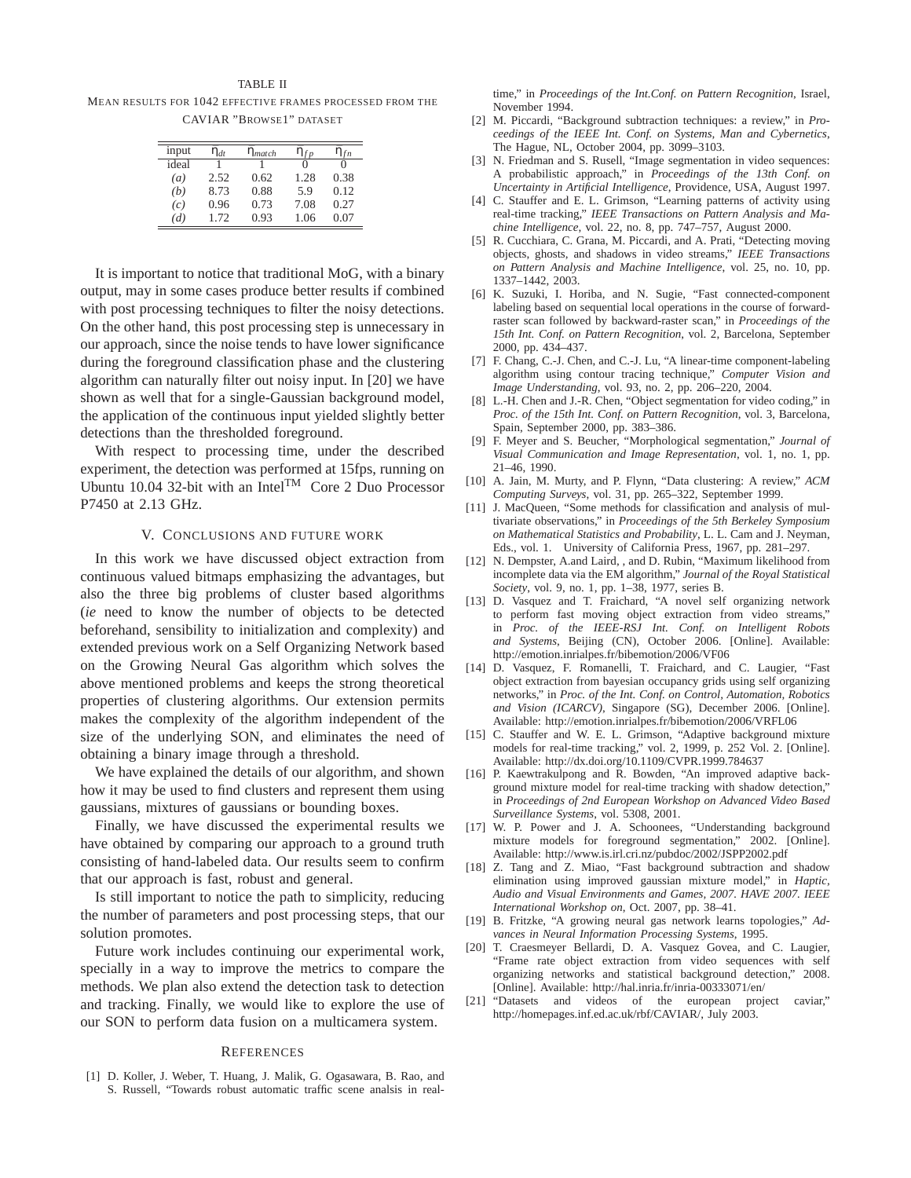TABLE II
MEAN RESULTS FOR 1042 EFFECTIVE FRAMES PROCESSED FROM THE CAVIAR "BROWSE1" DATASET

| input | $\eta_{dt}$ | $\eta_{match}$ | $\eta_{fp}$ | $\eta_{fn}$ |
|---|---|---|---|---|
| ideal | 1 | 1 | 0 | 0 |
| *(a)* | 2.52 | 0.62 | 1.28 | 0.38 |
| *(b)* | 8.73 | 0.88 | 5.9 | 0.12 |
| *(c)* | 0.96 | 0.73 | 7.08 | 0.27 |
| *(d)* | 1.72 | 0.93 | 1.06 | 0.07 |

It is important to notice that traditional MoG, with a binary output, may in some cases produce better results if combined with post processing techniques to filter the noisy detections. On the other hand, this post processing step is unnecessary in our approach, since the noise tends to have lower significance during the foreground classification phase and the clustering algorithm can naturally filter out noisy input. In [20] we have shown as well that for a single-Gaussian background model, the application of the continuous input yielded slightly better detections than the thresholded foreground.

With respect to processing time, under the described experiment, the detection was performed at 15fps, running on Ubuntu 10.04 32-bit with an Intel™ Core 2 Duo Processor P7450 at 2.13 GHz.

## V. CONCLUSIONS AND FUTURE WORK

In this work we have discussed object extraction from continuous valued bitmaps emphasizing the advantages, but also the three big problems of cluster based algorithms (*ie* need to know the number of objects to be detected beforehand, sensibility to initialization and complexity) and extended previous work on a Self Organizing Network based on the Growing Neural Gas algorithm which solves the above mentioned problems and keeps the strong theoretical properties of clustering algorithms. Our extension permits makes the complexity of the algorithm independent of the size of the underlying SON, and eliminates the need of obtaining a binary image through a threshold.

We have explained the details of our algorithm, and shown how it may be used to find clusters and represent them using gaussians, mixtures of gaussians or bounding boxes.

Finally, we have discussed the experimental results we have obtained by comparing our approach to a ground truth consisting of hand-labeled data. Our results seem to confirm that our approach is fast, robust and general.

Is still important to notice the path to simplicity, reducing the number of parameters and post processing steps, that our solution promotes.

Future work includes continuing our experimental work, specially in a way to improve the metrics to compare the methods. We plan also extend the detection task to detection and tracking. Finally, we would like to explore the use of our SON to perform data fusion on a multicamera system.

## REFERENCES

[1] D. Koller, J. Weber, T. Huang, J. Malik, G. Ogasawara, B. Rao, and S. Russell, "Towards robust automatic traffic scene analsis in real-time," in *Proceedings of the Int.Conf. on Pattern Recognition*, Israel, November 1994.

[2] M. Piccardi, "Background subtraction techniques: a review," in *Proceedings of the IEEE Int. Conf. on Systems, Man and Cybernetics*, The Hague, NL, October 2004, pp. 3099–3103.

[3] N. Friedman and S. Rusell, "Image segmentation in video sequences: A probabilistic approach," in *Proceedings of the 13th Conf. on Uncertainty in Artificial Intelligence*, Providence, USA, August 1997.

[4] C. Stauffer and E. L. Grimson, "Learning patterns of activity using real-time tracking," *IEEE Transactions on Pattern Analysis and Machine Intelligence*, vol. 22, no. 8, pp. 747–757, August 2000.

[5] R. Cucchiara, C. Grana, M. Piccardi, and A. Prati, "Detecting moving objects, ghosts, and shadows in video streams," *IEEE Transactions on Pattern Analysis and Machine Intelligence*, vol. 25, no. 10, pp. 1337–1442, 2003.

[6] K. Suzuki, I. Horiba, and N. Sugie, "Fast connected-component labeling based on sequential local operations in the course of forward-raster scan followed by backward-raster scan," in *Proceedings of the 15th Int. Conf. on Pattern Recognition*, vol. 2, Barcelona, September 2000, pp. 434–437.

[7] F. Chang, C.-J. Chen, and C.-J. Lu, "A linear-time component-labeling algorithm using contour tracing technique," *Computer Vision and Image Understanding*, vol. 93, no. 2, pp. 206–220, 2004.

[8] L.-H. Chen and J.-R. Chen, "Object segmentation for video coding," in *Proc. of the 15th Int. Conf. on Pattern Recognition*, vol. 3, Barcelona, Spain, September 2000, pp. 383–386.

[9] F. Meyer and S. Beucher, "Morphological segmentation," *Journal of Visual Communication and Image Representation*, vol. 1, no. 1, pp. 21–46, 1990.

[10] A. Jain, M. Murty, and P. Flynn, "Data clustering: A review," *ACM Computing Surveys*, vol. 31, pp. 265–322, September 1999.

[11] J. MacQueen, "Some methods for classification and analysis of multivariate observations," in *Proceedings of the 5th Berkeley Symposium on Mathematical Statistics and Probability*, L. L. Cam and J. Neyman, Eds., vol. 1. University of California Press, 1967, pp. 281–297.

[12] N. Dempster, A.and Laird, , and D. Rubin, "Maximum likelihood from incomplete data via the EM algorithm," *Journal of the Royal Statistical Society*, vol. 9, no. 1, pp. 1–38, 1977, series B.

[13] D. Vasquez and T. Fraichard, "A novel self organizing network to perform fast moving object extraction from video streams," in *Proc. of the IEEE-RSJ Int. Conf. on Intelligent Robots and Systems*, Beijing (CN), October 2006. [Online]. Available: http://emotion.inrialpes.fr/bibemotion/2006/VF06

[14] D. Vasquez, F. Romanelli, T. Fraichard, and C. Laugier, "Fast object extraction from bayesian occupancy grids using self organizing networks," in *Proc. of the Int. Conf. on Control, Automation, Robotics and Vision (ICARCV)*, Singapore (SG), December 2006. [Online]. Available: http://emotion.inrialpes.fr/bibemotion/2006/VRFL06

[15] C. Stauffer and W. E. L. Grimson, "Adaptive background mixture models for real-time tracking," vol. 2, 1999, p. 252 Vol. 2. [Online]. Available: http://dx.doi.org/10.1109/CVPR.1999.784637

[16] P. Kaewtrakulpong and R. Bowden, "An improved adaptive background mixture model for real-time tracking with shadow detection," in *Proceedings of 2nd European Workshop on Advanced Video Based Surveillance Systems*, vol. 5308, 2001.

[17] W. P. Power and J. A. Schoonees, "Understanding background mixture models for foreground segmentation," 2002. [Online]. Available: http://www.is.irl.cri.nz/pubdoc/2002/JSPP2002.pdf

[18] Z. Tang and Z. Miao, "Fast background subtraction and shadow elimination using improved gaussian mixture model," in *Haptic, Audio and Visual Environments and Games, 2007. HAVE 2007. IEEE International Workshop on*, Oct. 2007, pp. 38–41.

[19] B. Fritzke, "A growing neural gas network learns topologies," *Advances in Neural Information Processing Systems*, 1995.

[20] T. Craesmeyer Bellardi, D. A. Vasquez Govea, and C. Laugier, "Frame rate object extraction from video sequences with self organizing networks and statistical background detection," 2008. [Online]. Available: http://hal.inria.fr/inria-00333071/en/

[21] "Datasets and videos of the european project caviar," http://homepages.inf.ed.ac.uk/rbf/CAVIAR/, July 2003.